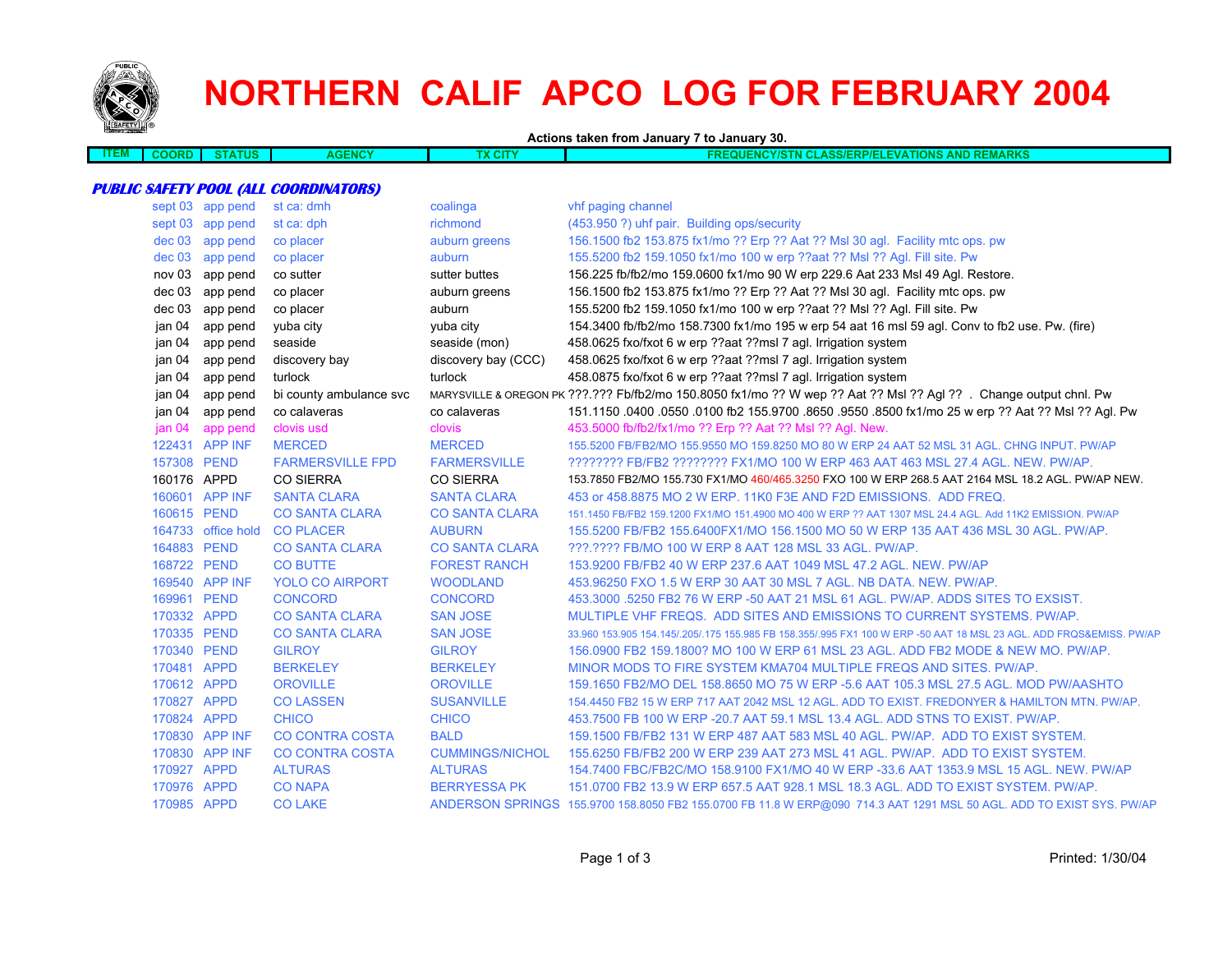# NORTHERN CALIF APCO LOG FOR FEBRUARY 2004

**Actions taken from January 7 to January 30.**

| ITEM | COORD | STATUS | AGENCY | TX CITY | FREQUENCY/STN CLASS/ERP/ELEVATIONS AND REMARKS |
|---|---|---|---|---|---|
| ***PUBLIC SAFETY POOL (ALL COORDINATORS)*** | | | | | |
| | sept 03 | app pend | st ca: dmh | coalinga | vhf paging channel |
| | sept 03 | app pend | st ca: dph | richmond | (453.950 ?) uhf pair. Building ops/security |
| | dec 03 | app pend | co placer | auburn greens | 156.1500 fb2 153.875 fx1/mo ?? Erp ?? Aat ?? Msl 30 agl. Facility mtc ops. pw |
| | dec 03 | app pend | co placer | auburn | 155.5200 fb2 159.1050 fx1/mo 100 w erp ??aat ?? Msl ?? Agl. Fill site. Pw |
| | nov 03 | app pend | co sutter | sutter buttes | 156.225 fb/fb2/mo 159.0600 fx1/mo 90 W erp 229.6 Aat 233 Msl 49 Agl. Restore. |
| | dec 03 | app pend | co placer | auburn greens | 156.1500 fb2 153.875 fx1/mo ?? Erp ?? Aat ?? Msl 30 agl. Facility mtc ops. pw |
| | dec 03 | app pend | co placer | auburn | 155.5200 fb2 159.1050 fx1/mo 100 w erp ??aat ?? Msl ?? Agl. Fill site. Pw |
| | jan 04 | app pend | yuba city | yuba city | 154.3400 fb/fb2/mo 158.7300 fx1/mo 195 w erp 54 aat 16 msl 59 agl. Conv to fb2 use. Pw. (fire) |
| | jan 04 | app pend | seaside | seaside (mon) | 458.0625 fxo/fxot 6 w erp ??aat ??msl 7 agl. Irrigation system |
| | jan 04 | app pend | discovery bay | discovery bay (CCC) | 458.0625 fxo/fxot 6 w erp ??aat ??msl 7 agl. Irrigation system |
| | jan 04 | app pend | turlock | turlock | 458.0875 fxo/fxot 6 w erp ??aat ??msl 7 agl. Irrigation system |
| | jan 04 | app pend | bi county ambulance svc | MARYSVILLE & OREGON PK | ???.??? Fb/fb2/mo 150.8050 fx1/mo ?? W wep ?? Aat ?? Msl ?? Agl ?? . Change output chnl. Pw |
| | jan 04 | app pend | co calaveras | co calaveras | 151.1150 .0400 .0550 .0100 fb2 155.9700 .8650 .9550 .8500 fx1/mo 25 w erp ?? Aat ?? Msl ?? Agl. Pw |
| | jan 04 | app pend | clovis usd | clovis | 453.5000 fb/fb2/fx1/mo ?? Erp ?? Aat ?? Msl ?? Agl. New. |
| | 122431 | APP INF | MERCED | MERCED | 155.5200 FB/FB2/MO 155.9550 MO 159.8250 MO 80 W ERP 24 AAT 52 MSL 31 AGL. CHNG INPUT. PW/AP |
| | 157308 | PEND | FARMERSVILLE FPD | FARMERSVILLE | ???????? FB/FB2 ???????? FX1/MO 100 W ERP 463 AAT 463 MSL 27.4 AGL. NEW. PW/AP. |
| | 160176 | APPD | CO SIERRA | CO SIERRA | 153.7850 FB2/MO 155.730 FX1/MO 460/465.3250 FXO 100 W ERP 268.5 AAT 2164 MSL 18.2 AGL. PW/AP NEW. |
| | 160601 | APP INF | SANTA CLARA | SANTA CLARA | 453 or 458.8875 MO 2 W ERP. 11K0 F3E AND F2D EMISSIONS. ADD FREQ. |
| | 160615 | PEND | CO SANTA CLARA | CO SANTA CLARA | 151.1450 FB/FB2 159.1200 FX1/MO 151.4900 MO 400 W ERP ?? AAT 1307 MSL 24.4 AGL. Add 11K2 EMISSION. PW/AP |
| | 164733 | office hold | CO PLACER | AUBURN | 155.5200 FB/FB2 155.6400FX1/MO 156.1500 MO 50 W ERP 135 AAT 436 MSL 30 AGL. PW/AP. |
| | 164883 | PEND | CO SANTA CLARA | CO SANTA CLARA | ???.???? FB/MO 100 W ERP 8 AAT 128 MSL 33 AGL. PW/AP. |
| | 168722 | PEND | CO BUTTE | FOREST RANCH | 153.9200 FB/FB2 40 W ERP 237.6 AAT 1049 MSL 47.2 AGL. NEW. PW/AP |
| | 169540 | APP INF | YOLO CO AIRPORT | WOODLAND | 453.96250 FXO 1.5 W ERP 30 AAT 30 MSL 7 AGL. NB DATA. NEW. PW/AP. |
| | 169961 | PEND | CONCORD | CONCORD | 453.3000 .5250 FB2 76 W ERP -50 AAT 21 MSL 61 AGL. PW/AP. ADDS SITES TO EXSIST. |
| | 170332 | APPD | CO SANTA CLARA | SAN JOSE | MULTIPLE VHF FREQS. ADD SITES AND EMISSIONS TO CURRENT SYSTEMS. PW/AP. |
| | 170335 | PEND | CO SANTA CLARA | SAN JOSE | 33.960 153.905 154.145/.205/.175 155.985 FB 158.355/.995 FX1 100 W ERP -50 AAT 18 MSL 23 AGL. ADD FRQS&EMISS. PW/AP |
| | 170340 | PEND | GILROY | GILROY | 156.0900 FB2 159.1800? MO 100 W ERP 61 MSL 23 AGL. ADD FB2 MODE & NEW MO. PW/AP. |
| | 170481 | APPD | BERKELEY | BERKELEY | MINOR MODS TO FIRE SYSTEM KMA704 MULTIPLE FREQS AND SITES. PW/AP. |
| | 170612 | APPD | OROVILLE | OROVILLE | 159.1650 FB2/MO DEL 158.8650 MO 75 W ERP -5.6 AAT 105.3 MSL 27.5 AGL. MOD PW/AASHTO |
| | 170827 | APPD | CO LASSEN | SUSANVILLE | 154.4450 FB2 15 W ERP 717 AAT 2042 MSL 12 AGL. ADD TO EXIST. FREDONYER & HAMILTON MTN. PW/AP. |
| | 170824 | APPD | CHICO | CHICO | 453.7500 FB 100 W ERP -20.7 AAT 59.1 MSL 13.4 AGL. ADD STNS TO EXIST. PW/AP. |
| | 170830 | APP INF | CO CONTRA COSTA | BALD | 159.1500 FB/FB2 131 W ERP 487 AAT 583 MSL 40 AGL. PW/AP. ADD TO EXIST SYSTEM. |
| | 170830 | APP INF | CO CONTRA COSTA | CUMMINGS/NICHOL | 155.6250 FB/FB2 200 W ERP 239 AAT 273 MSL 41 AGL. PW/AP. ADD TO EXIST SYSTEM. |
| | 170927 | APPD | ALTURAS | ALTURAS | 154.7400 FBC/FB2C/MO 158.9100 FX1/MO 40 W ERP -33.6 AAT 1353.9 MSL 15 AGL. NEW. PW/AP |
| | 170976 | APPD | CO NAPA | BERRYESSA PK | 151.0700 FB2 13.9 W ERP 657.5 AAT 928.1 MSL 18.3 AGL. ADD TO EXIST SYSTEM. PW/AP. |
| | 170985 | APPD | CO LAKE | ANDERSON SPRINGS | 155.9700 158.8050 FB2 155.0700 FB 11.8 W ERP@090 714.3 AAT 1291 MSL 50 AGL. ADD TO EXIST SYS. PW/AP |

Printed: 1/30/04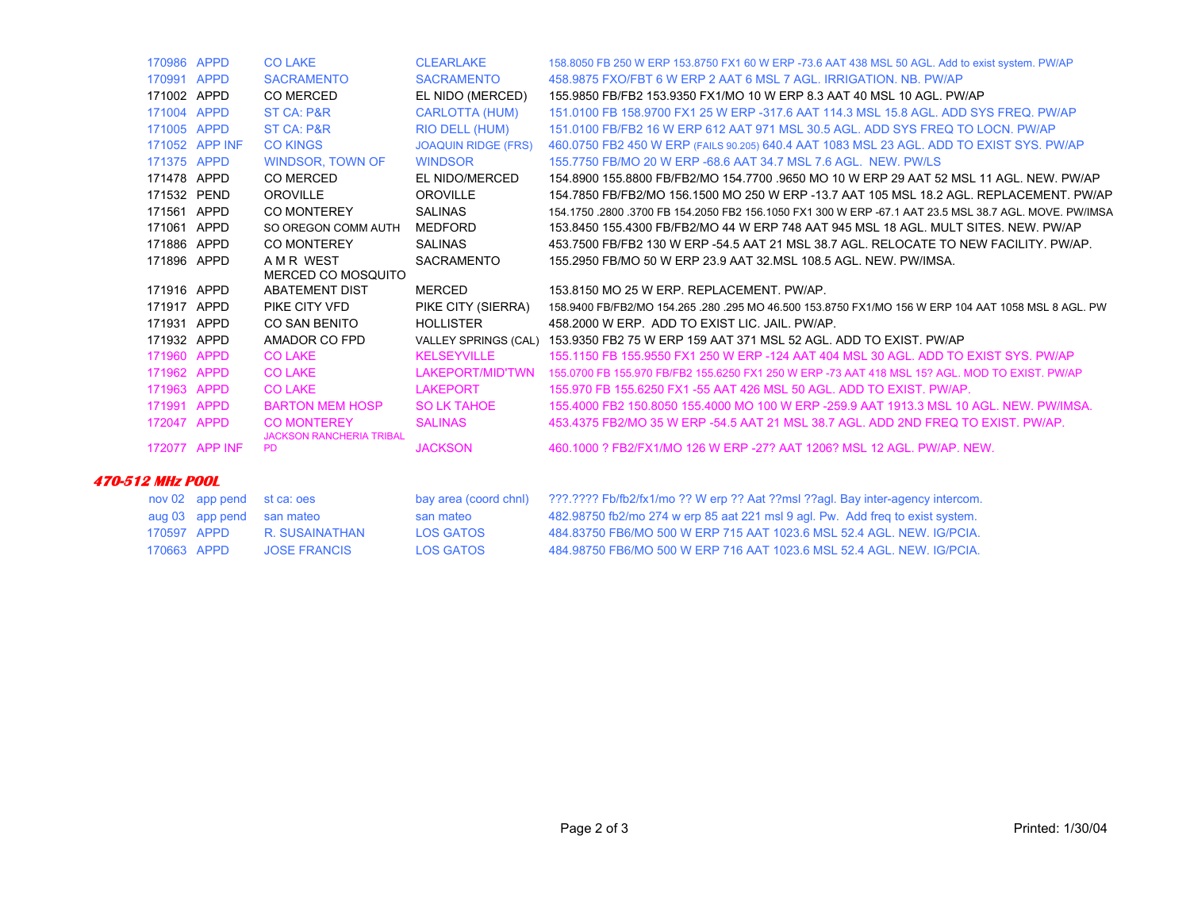| | | | | |
|---|---|---|---|---|
| 170986 | APPD | CO LAKE | CLEARLAKE | 158.8050 FB 250 W ERP 153.8750 FX1 60 W ERP -73.6 AAT 438 MSL 50 AGL. Add to exist system. PW/AP |
| 170991 | APPD | SACRAMENTO | SACRAMENTO | 458.9875 FXO/FBT 6 W ERP 2 AAT 6 MSL 7 AGL. IRRIGATION. NB. PW/AP |
| 171002 | APPD | CO MERCED | EL NIDO (MERCED) | 155.9850 FB/FB2 153.9350 FX1/MO 10 W ERP 8.3 AAT 40 MSL 10 AGL. PW/AP |
| 171004 | APPD | ST CA: P&R | CARLOTTA (HUM) | 151.0100 FB 158.9700 FX1 25 W ERP -317.6 AAT 114.3 MSL 15.8 AGL. ADD SYS FREQ. PW/AP |
| 171005 | APPD | ST CA: P&R | RIO DELL (HUM) | 151.0100 FB/FB2 16 W ERP 612 AAT 971 MSL 30.5 AGL. ADD SYS FREQ TO LOCN. PW/AP |
| 171052 | APP INF | CO KINGS | JOAQUIN RIDGE (FRS) | 460.0750 FB2 450 W ERP (FAILS 90.205) 640.4 AAT 1083 MSL 23 AGL. ADD TO EXIST SYS. PW/AP |
| 171375 | APPD | WINDSOR, TOWN OF | WINDSOR | 155.7750 FB/MO 20 W ERP -68.6 AAT 34.7 MSL 7.6 AGL. NEW. PW/LS |
| 171478 | APPD | CO MERCED | EL NIDO/MERCED | 154.8900 155.8800 FB/FB2/MO 154.7700 .9650 MO 10 W ERP 29 AAT 52 MSL 11 AGL. NEW. PW/AP |
| 171532 | PEND | OROVILLE | OROVILLE | 154.7850 FB/FB2/MO 156.1500 MO 250 W ERP -13.7 AAT 105 MSL 18.2 AGL. REPLACEMENT. PW/AP |
| 171561 | APPD | CO MONTEREY | SALINAS | 154.1750 .2800 .3700 FB 154.2050 FB2 156.1050 FX1 300 W ERP -67.1 AAT 23.5 MSL 38.7 AGL. MOVE. PW/IMSA |
| 171061 | APPD | SO OREGON COMM AUTH | MEDFORD | 153.8450 155.4300 FB/FB2/MO 44 W ERP 748 AAT 945 MSL 18 AGL. MULT SITES. NEW. PW/AP |
| 171886 | APPD | CO MONTEREY | SALINAS | 453.7500 FB/FB2 130 W ERP -54.5 AAT 21 MSL 38.7 AGL. RELOCATE TO NEW FACILITY. PW/AP. |
| 171896 | APPD | A M R WEST | SACRAMENTO | 155.2950 FB/MO 50 W ERP 23.9 AAT 32.MSL 108.5 AGL. NEW. PW/IMSA. |
| 171916 | APPD | MERCED CO MOSQUITO ABATEMENT DIST | MERCED | 153.8150 MO 25 W ERP. REPLACEMENT. PW/AP. |
| 171917 | APPD | PIKE CITY VFD | PIKE CITY (SIERRA) | 158.9400 FB/FB2/MO 154.265 .280 .295 MO 46.500 153.8750 FX1/MO 156 W ERP 104 AAT 1058 MSL 8 AGL. PW |
| 171931 | APPD | CO SAN BENITO | HOLLISTER | 458.2000 W ERP. ADD TO EXIST LIC. JAIL. PW/AP. |
| 171932 | APPD | AMADOR CO FPD | VALLEY SPRINGS (CAL) | 153.9350 FB2 75 W ERP 159 AAT 371 MSL 52 AGL. ADD TO EXIST. PW/AP |
| 171960 | APPD | CO LAKE | KELSEYVILLE | 155.1150 FB 155.9550 FX1 250 W ERP -124 AAT 404 MSL 30 AGL. ADD TO EXIST SYS. PW/AP |
| 171962 | APPD | CO LAKE | LAKEPORT/MID'TWN | 155.0700 FB 155.970 FB/FB2 155.6250 FX1 250 W ERP -73 AAT 418 MSL 15? AGL. MOD TO EXIST. PW/AP |
| 171963 | APPD | CO LAKE | LAKEPORT | 155.970 FB 155.6250 FX1 -55 AAT 426 MSL 50 AGL. ADD TO EXIST. PW/AP. |
| 171991 | APPD | BARTON MEM HOSP | SO LK TAHOE | 155.4000 FB2 150.8050 155.4000 MO 100 W ERP -259.9 AAT 1913.3 MSL 10 AGL. NEW. PW/IMSA. |
| 172047 | APPD | CO MONTEREY | SALINAS | 453.4375 FB2/MO 35 W ERP -54.5 AAT 21 MSL 38.7 AGL. ADD 2ND FREQ TO EXIST. PW/AP. |
| 172077 | APP INF | JACKSON RANCHERIA TRIBAL PD | JACKSON | 460.1000 ? FB2/FX1/MO 126 W ERP -27? AAT 1206? MSL 12 AGL. PW/AP. NEW. |

### *470-512 MHz POOL*

| | | | | |
|---|---|---|---|---|
| nov 02 | app pend | st ca: oes | bay area (coord chnl) | ???.???? Fb/fb2/fx1/mo ?? W erp ?? Aat ??msl ??agl. Bay inter-agency intercom. |
| aug 03 | app pend | san mateo | san mateo | 482.98750 fb2/mo 274 w erp 85 aat 221 msl 9 agl. Pw. Add freq to exist system. |
| 170597 | APPD | R. SUSAINATHAN | LOS GATOS | 484.83750 FB6/MO 500 W ERP 715 AAT 1023.6 MSL 52.4 AGL. NEW. IG/PCIA. |
| 170663 | APPD | JOSE FRANCIS | LOS GATOS | 484.98750 FB6/MO 500 W ERP 716 AAT 1023.6 MSL 52.4 AGL. NEW. IG/PCIA. |

Printed: 1/30/04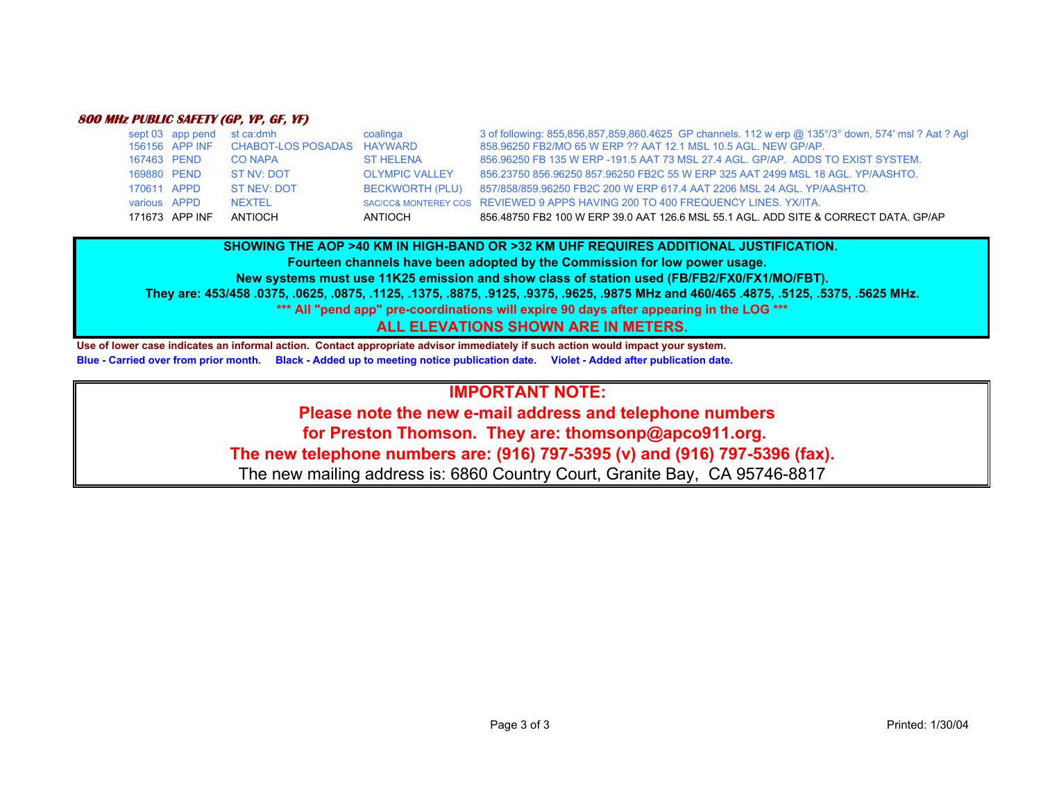### *800 MHz PUBLIC SAFETY (GP, YP, GF, YF)*

| | | | | |
|---|---|---|---|---|
| sept 03 | app pend | st ca:dmh | coalinga | 3 of following: 855,856,857,859,860.4625 GP channels. 112 w erp @ 135°/3° down, 574' msl ? Aat ? Agl |
| 156156 | APP INF | CHABOT-LOS POSADAS | HAYWARD | 858.96250 FB2/MO 65 W ERP ?? AAT 12.1 MSL 10.5 AGL. NEW GP/AP. |
| 167463 | PEND | CO NAPA | ST HELENA | 856.96250 FB 135 W ERP -191.5 AAT 73 MSL 27.4 AGL. GP/AP. ADDS TO EXIST SYSTEM. |
| 169880 | PEND | ST NV: DOT | OLYMPIC VALLEY | 856.23750 856.96250 857.96250 FB2C 55 W ERP 325 AAT 2499 MSL 18 AGL. YP/AASHTO. |
| 170611 | APPD | ST NEV: DOT | BECKWORTH (PLU) | 857/858/859.96250 FB2C 200 W ERP 617.4 AAT 2206 MSL 24 AGL. YP/AASHTO. |
| various | APPD | NEXTEL | SAC/CC& MONTEREY COS | REVIEWED 9 APPS HAVING 200 TO 400 FREQUENCY LINES. YX/ITA. |
| 171673 | APP INF | ANTIOCH | ANTIOCH | 856.48750 FB2 100 W ERP 39.0 AAT 126.6 MSL 55.1 AGL. ADD SITE & CORRECT DATA. GP/AP |

**SHOWING THE AOP >40 KM IN HIGH-BAND OR >32 KM UHF REQUIRES ADDITIONAL JUSTIFICATION.**
**Fourteen channels have been adopted by the Commission for low power usage.**
**New systems must use 11K25 emission and show class of station used (FB/FB2/FX0/FX1/MO/FBT).**
**They are: 453/458 .0375, .0625, .0875, .1125, .1375, .8875, .9125, .9375, .9625, .9875 MHz and 460/465 .4875, .5125, .5375, .5625 MHz.**
**\*\*\* All "pend app" pre-coordinations will expire 90 days after appearing in the LOG \*\*\***
**ALL ELEVATIONS SHOWN ARE IN METERS.**

**Use of lower case indicates an informal action. Contact appropriate advisor immediately if such action would impact your system.**

**Blue - Carried over from prior month. Black - Added up to meeting notice publication date. Violet - Added after publication date.**

**IMPORTANT NOTE:**
**Please note the new e-mail address and telephone numbers for Preston Thomson. They are: thomsonp@apco911.org.**
**The new telephone numbers are: (916) 797-5395 (v) and (916) 797-5396 (fax).**
The new mailing address is: 6860 Country Court, Granite Bay, CA 95746-8817

Printed: 1/30/04